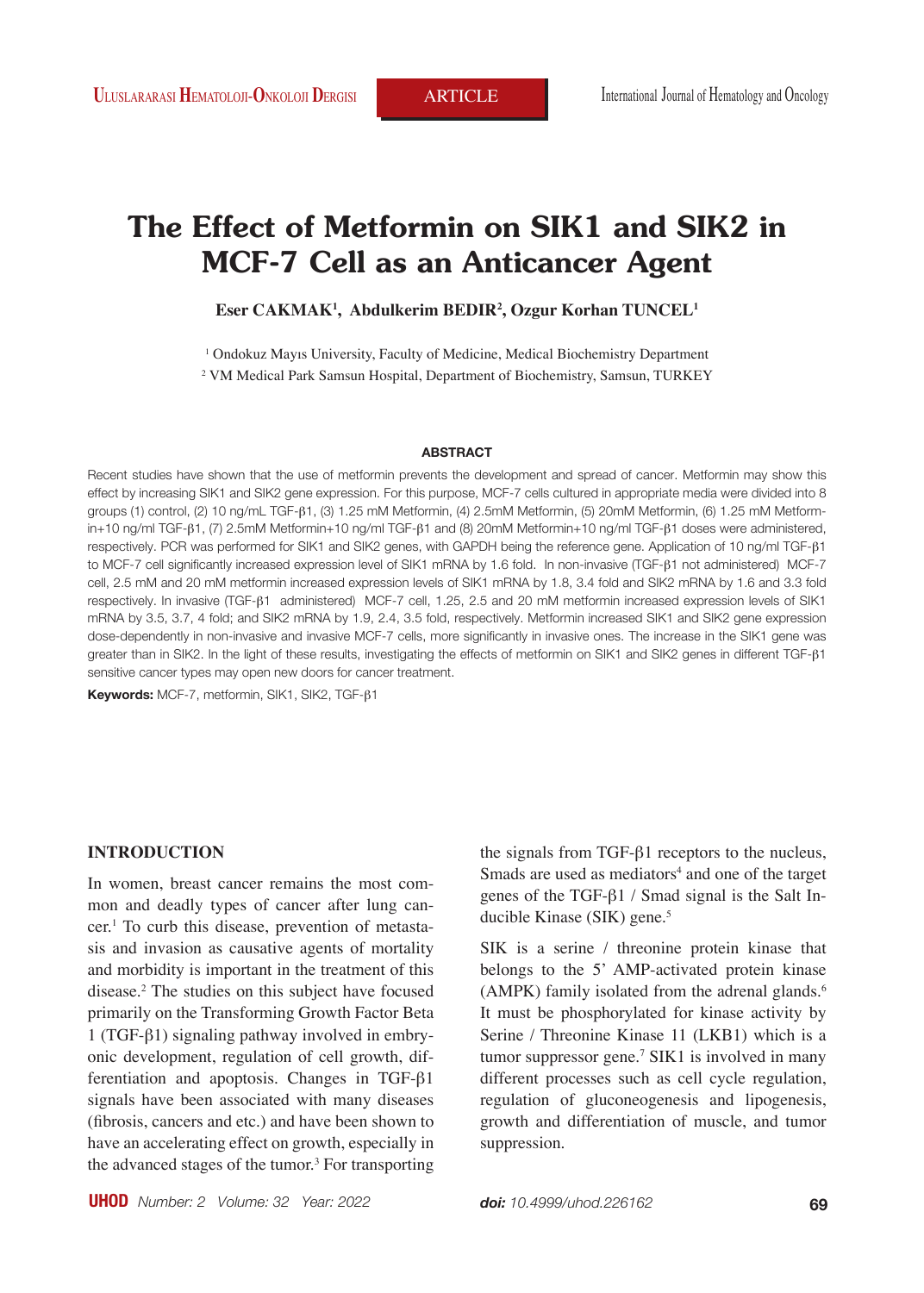# The Effect of Metformin on SIK1 and SIK2 in MCF-7 Cell as an Anticancer Agent

**Eser CAKMAK[1], Abdulkerim BEDIR[2], Ozgur Korhan TUNCEL[1]**

[1] Ondokuz Mayıs University, Faculty of Medicine, Medical Biochemistry Department

[2] VM Medical Park Samsun Hospital, Department of Biochemistry, Samsun, TURKEY

## ABSTRACT

Recent studies have shown that the use of metformin prevents the development and spread of cancer. Metformin may show this effect by increasing SIK1 and SIK2 gene expression. For this purpose, MCF-7 cells cultured in appropriate media were divided into 8 groups (1) control, (2) 10 ng/mL TGF-β1, (3) 1.25 mM Metformin, (4) 2.5mM Metformin, (5) 20mM Metformin, (6) 1.25 mM Metformin+10 ng/ml TGF-β1, (7) 2.5mM Metformin+10 ng/ml TGF-β1 and (8) 20mM Metformin+10 ng/ml TGF-β1 doses were administered, respectively. PCR was performed for SIK1 and SIK2 genes, with GAPDH being the reference gene. Application of 10 ng/ml TGF-β1 to MCF-7 cell significantly increased expression level of SIK1 mRNA by 1.6 fold. In non-invasive (TGF-β1 not administered) MCF-7 cell, 2.5 mM and 20 mM metformin increased expression levels of SIK1 mRNA by 1.8, 3.4 fold and SIK2 mRNA by 1.6 and 3.3 fold respectively. In invasive (TGF-β1 administered) MCF-7 cell, 1.25, 2.5 and 20 mM metformin increased expression levels of SIK1 mRNA by 3.5, 3.7, 4 fold; and SIK2 mRNA by 1.9, 2.4, 3.5 fold, respectively. Metformin increased SIK1 and SIK2 gene expression dose-dependently in non-invasive and invasive MCF-7 cells, more significantly in invasive ones. The increase in the SIK1 gene was greater than in SIK2. In the light of these results, investigating the effects of metformin on SIK1 and SIK2 genes in different TGF-β1 sensitive cancer types may open new doors for cancer treatment.

**Keywords:** MCF-7, metformin, SIK1, SIK2, TGF-β1

## INTRODUCTION

In women, breast cancer remains the most common and deadly types of cancer after lung cancer.[1] To curb this disease, prevention of metastasis and invasion as causative agents of mortality and morbidity is important in the treatment of this disease.[2] The studies on this subject have focused primarily on the Transforming Growth Factor Beta 1 (TGF-β1) signaling pathway involved in embryonic development, regulation of cell growth, differentiation and apoptosis. Changes in TGF-β1 signals have been associated with many diseases (fibrosis, cancers and etc.) and have been shown to have an accelerating effect on growth, especially in the advanced stages of the tumor.[3] For transporting the signals from TGF-β1 receptors to the nucleus, Smads are used as mediators[4] and one of the target genes of the TGF-β1 / Smad signal is the Salt Inducible Kinase (SIK) gene.[5]

SIK is a serine / threonine protein kinase that belongs to the 5' AMP-activated protein kinase (AMPK) family isolated from the adrenal glands.[6] It must be phosphorylated for kinase activity by Serine / Threonine Kinase 11 (LKB1) which is a tumor suppressor gene.[7] SIK1 is involved in many different processes such as cell cycle regulation, regulation of gluconeogenesis and lipogenesis, growth and differentiation of muscle, and tumor suppression.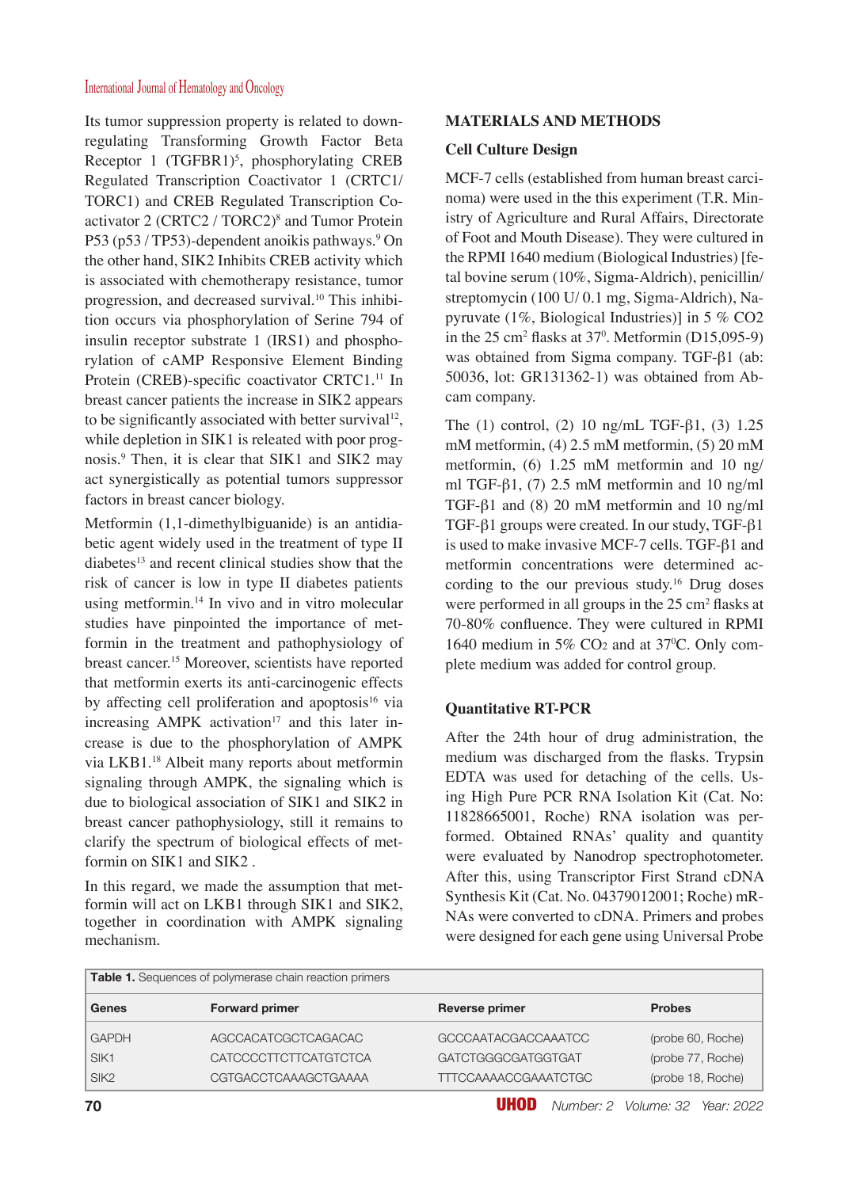Its tumor suppression property is related to down-regulating Transforming Growth Factor Beta Receptor 1 (TGFBR1)[5], phosphorylating CREB Regulated Transcription Coactivator 1 (CRTC1/TORC1) and CREB Regulated Transcription Co-activator 2 (CRTC2 / TORC2)[8] and Tumor Protein P53 (p53 / TP53)-dependent anoikis pathways.[9] On the other hand, SIK2 Inhibits CREB activity which is associated with chemotherapy resistance, tumor progression, and decreased survival.[10] This inhibition occurs via phosphorylation of Serine 794 of insulin receptor substrate 1 (IRS1) and phosphorylation of cAMP Responsive Element Binding Protein (CREB)-specific coactivator CRTC1.[11] In breast cancer patients the increase in SIK2 appears to be significantly associated with better survival[12], while depletion in SIK1 is releated with poor prognosis.[9] Then, it is clear that SIK1 and SIK2 may act synergistically as potential tumors suppressor factors in breast cancer biology.

Metformin (1,1-dimethylbiguanide) is an antidiabetic agent widely used in the treatment of type II diabetes[13] and recent clinical studies show that the risk of cancer is low in type II diabetes patients using metformin.[14] In vivo and in vitro molecular studies have pinpointed the importance of metformin in the treatment and pathophysiology of breast cancer.[15] Moreover, scientists have reported that metformin exerts its anti-carcinogenic effects by affecting cell proliferation and apoptosis[16] via increasing AMPK activation[17] and this later increase is due to the phosphorylation of AMPK via LKB1.[18] Albeit many reports about metformin signaling through AMPK, the signaling which is due to biological association of SIK1 and SIK2 in breast cancer pathophysiology, still it remains to clarify the spectrum of biological effects of metformin on SIK1 and SIK2 .

In this regard, we made the assumption that metformin will act on LKB1 through SIK1 and SIK2, together in coordination with AMPK signaling mechanism.

## MATERIALS AND METHODS

### Cell Culture Design

MCF-7 cells (established from human breast carcinoma) were used in the this experiment (T.R. Ministry of Agriculture and Rural Affairs, Directorate of Foot and Mouth Disease). They were cultured in the RPMI 1640 medium (Biological Industries) [fetal bovine serum (10%, Sigma-Aldrich), penicillin/streptomycin (100 U/ 0.1 mg, Sigma-Aldrich), Na-pyruvate (1%, Biological Industries)] in 5 % CO2 in the 25 $cm^2$ flasks at $37^0$. Metformin (D15,095-9) was obtained from Sigma company. TGF-β1 (ab: 50036, lot: GR131362-1) was obtained from Abcam company.

The (1) control, (2) 10 ng/mL TGF-β1, (3) 1.25 mM metformin, (4) 2.5 mM metformin, (5) 20 mM metformin, (6) 1.25 mM metformin and 10 ng/ml TGF-β1, (7) 2.5 mM metformin and 10 ng/ml TGF-β1 and (8) 20 mM metformin and 10 ng/ml TGF-β1 groups were created. In our study, TGF-β1 is used to make invasive MCF-7 cells. TGF-β1 and metformin concentrations were determined according to the our previous study.[16] Drug doses were performed in all groups in the 25 $cm^2$ flasks at 70-80% confluence. They were cultured in RPMI 1640 medium in 5% $CO_2$ and at $37^0$C. Only complete medium was added for control group.

### Quantitative RT-PCR

After the 24th hour of drug administration, the medium was discharged from the flasks. Trypsin EDTA was used for detaching of the cells. Using High Pure PCR RNA Isolation Kit (Cat. No: 11828665001, Roche) RNA isolation was performed. Obtained RNAs' quality and quantity were evaluated by Nanodrop spectrophotometer. After this, using Transcriptor First Strand cDNA Synthesis Kit (Cat. No. 04379012001; Roche) mRNAs were converted to cDNA. Primers and probes were designed for each gene using Universal Probe

**Table 1.** Sequences of polymerase chain reaction primers

| Genes | Forward primer | Reverse primer | Probes |
|---|---|---|---|
| GAPDH | AGCCACATCGCTCAGACAC | GCCCAATACGACCAAATCC | (probe 60, Roche) |
| SIK1 | CATCCCCTTCTTCATGTCTCA | GATCTGGGCGATGGTGAT | (probe 77, Roche) |
| SIK2 | CGTGACCTCAAAGCTGAAAA | TTTCCAAAACCGAAATCTGC | (probe 18, Roche) |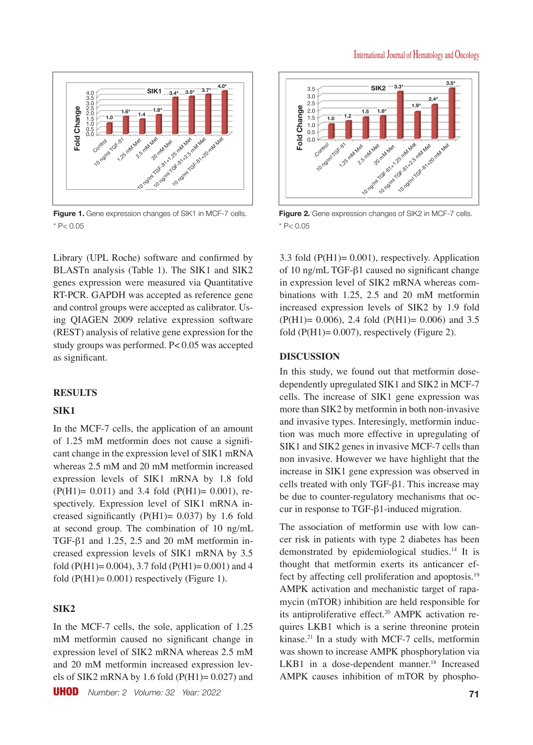**Figure 1.** Gene expression changes of SIK1 in MCF-7 cells.
\* P< 0.05

**Figure 2.** Gene expression changes of SIK2 in MCF-7 cells.
\* P< 0.05

Library (UPL Roche) software and confirmed by BLASTn analysis (Table 1). The SIK1 and SIK2 genes expression were measured via Quantitative RT-PCR. GAPDH was accepted as reference gene and control groups were accepted as calibrator. Using QIAGEN 2009 relative expression software (REST) analysis of relative gene expression for the study groups was performed. P< 0.05 was accepted as significant.

## RESULTS

### SIK1

In the MCF-7 cells, the application of an amount of 1.25 mM metformin does not cause a significant change in the expression level of SIK1 mRNA whereas 2.5 mM and 20 mM metformin increased expression levels of SIK1 mRNA by 1.8 fold (P(H1)= 0.011) and 3.4 fold (P(H1)= 0.001), respectively. Expression level of SIK1 mRNA increased significantly (P(H1)= 0.037) by 1.6 fold at second group. The combination of 10 ng/mL TGF-β1 and 1.25, 2.5 and 20 mM metformin increased expression levels of SIK1 mRNA by 3.5 fold (P(H1)= 0.004), 3.7 fold (P(H1)= 0.001) and 4 fold (P(H1)= 0.001) respectively (Figure 1).

### SIK2

In the MCF-7 cells, the sole, application of 1.25 mM metformin caused no significant change in expression level of SIK2 mRNA whereas 2.5 mM and 20 mM metformin increased expression levels of SIK2 mRNA by 1.6 fold (P(H1)= 0.027) and 3.3 fold (P(H1)= 0.001), respectively. Application of 10 ng/mL TGF-β1 caused no significant change in expression level of SIK2 mRNA whereas combinations with 1.25, 2.5 and 20 mM metformin increased expression levels of SIK2 by 1.9 fold (P(H1)= 0.006), 2.4 fold (P(H1)= 0.006) and 3.5 fold (P(H1)= 0.007), respectively (Figure 2).

## DISCUSSION

In this study, we found out that metformin dose-dependently upregulated SIK1 and SIK2 in MCF-7 cells. The increase of SIK1 gene expression was more than SIK2 by metformin in both non-invasive and invasive types. Interesingly, metformin induction was much more effective in upregulating of SIK1 and SIK2 genes in invasive MCF-7 cells than non invasive. However we have highlight that the increase in SIK1 gene expression was observed in cells treated with only TGF-β1. This increase may be due to counter-regulatory mechanisms that occur in response to TGF-β1-induced migration.

The association of metformin use with low cancer risk in patients with type 2 diabetes has been demonstrated by epidemiological studies.[14] It is thought that metformin exerts its anticancer effect by affecting cell proliferation and apoptosis.[19] AMPK activation and mechanistic target of rapamycin (mTOR) inhibition are held responsible for its antiproliferative effect.[20] AMPK activation requires LKB1 which is a serine threonine protein kinase.[21] In a study with MCF-7 cells, metformin was shown to increase AMPK phosphorylation via LKB1 in a dose-dependent manner.[18] Increased AMPK causes inhibition of mTOR by phospho-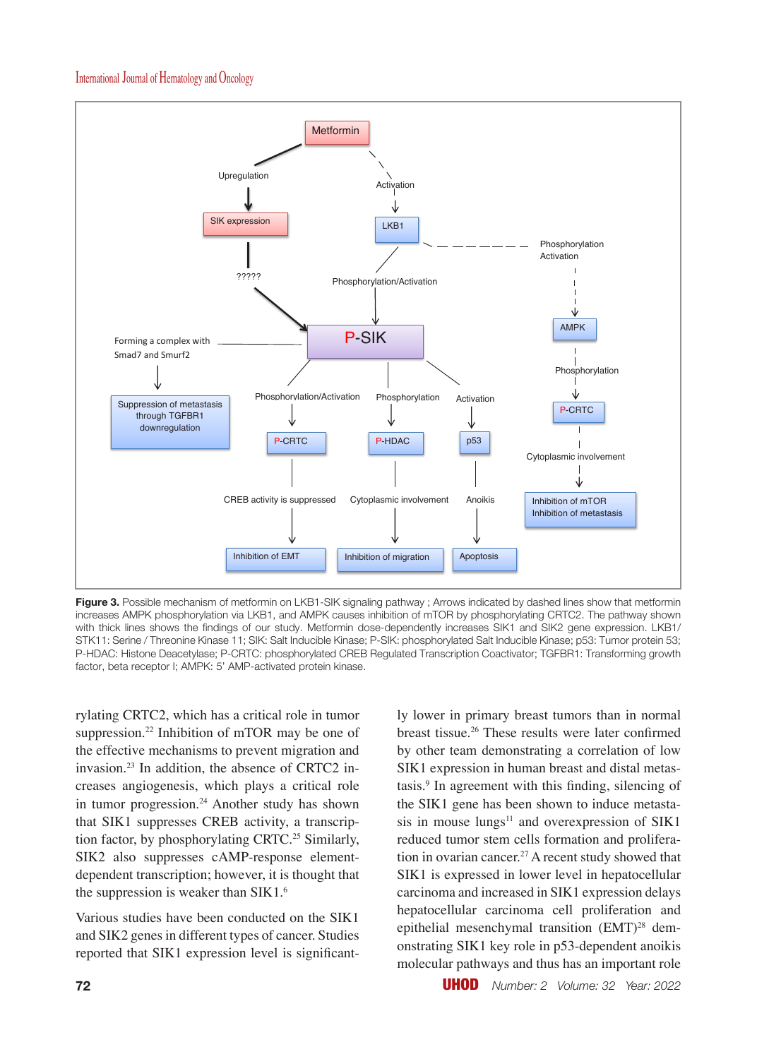**Figure 3.** Possible mechanism of metformin on LKB1-SIK signaling pathway ; Arrows indicated by dashed lines show that metformin increases AMPK phosphorylation via LKB1, and AMPK causes inhibition of mTOR by phosphorylating CRTC2. The pathway shown with thick lines shows the findings of our study. Metformin dose-dependently increases SIK1 and SIK2 gene expression. LKB1/ STK11: Serine / Threonine Kinase 11; SIK: Salt Inducible Kinase; P-SIK: phosphorylated Salt Inducible Kinase; p53: Tumor protein 53; P-HDAC: Histone Deacetylase; P-CRTC: phosphorylated CREB Regulated Transcription Coactivator; TGFBR1: Transforming growth factor, beta receptor I; AMPK: 5′ AMP-activated protein kinase.

rylating CRTC2, which has a critical role in tumor suppression.[22] Inhibition of mTOR may be one of the effective mechanisms to prevent migration and invasion.[23] In addition, the absence of CRTC2 increases angiogenesis, which plays a critical role in tumor progression.[24] Another study has shown that SIK1 suppresses CREB activity, a transcription factor, by phosphorylating CRTC.[25] Similarly, SIK2 also suppresses cAMP-response element-dependent transcription; however, it is thought that the suppression is weaker than SIK1.[6]

Various studies have been conducted on the SIK1 and SIK2 genes in different types of cancer. Studies reported that SIK1 expression level is significantly lower in primary breast tumors than in normal breast tissue.[26] These results were later confirmed by other team demonstrating a correlation of low SIK1 expression in human breast and distal metastasis.[9] In agreement with this finding, silencing of the SIK1 gene has been shown to induce metastasis in mouse lungs[11] and overexpression of SIK1 reduced tumor stem cells formation and proliferation in ovarian cancer.[27] A recent study showed that SIK1 is expressed in lower level in hepatocellular carcinoma and increased in SIK1 expression delays hepatocellular carcinoma cell proliferation and epithelial mesenchymal transition (EMT)[28] demonstrating SIK1 key role in p53-dependent anoikis molecular pathways and thus has an important role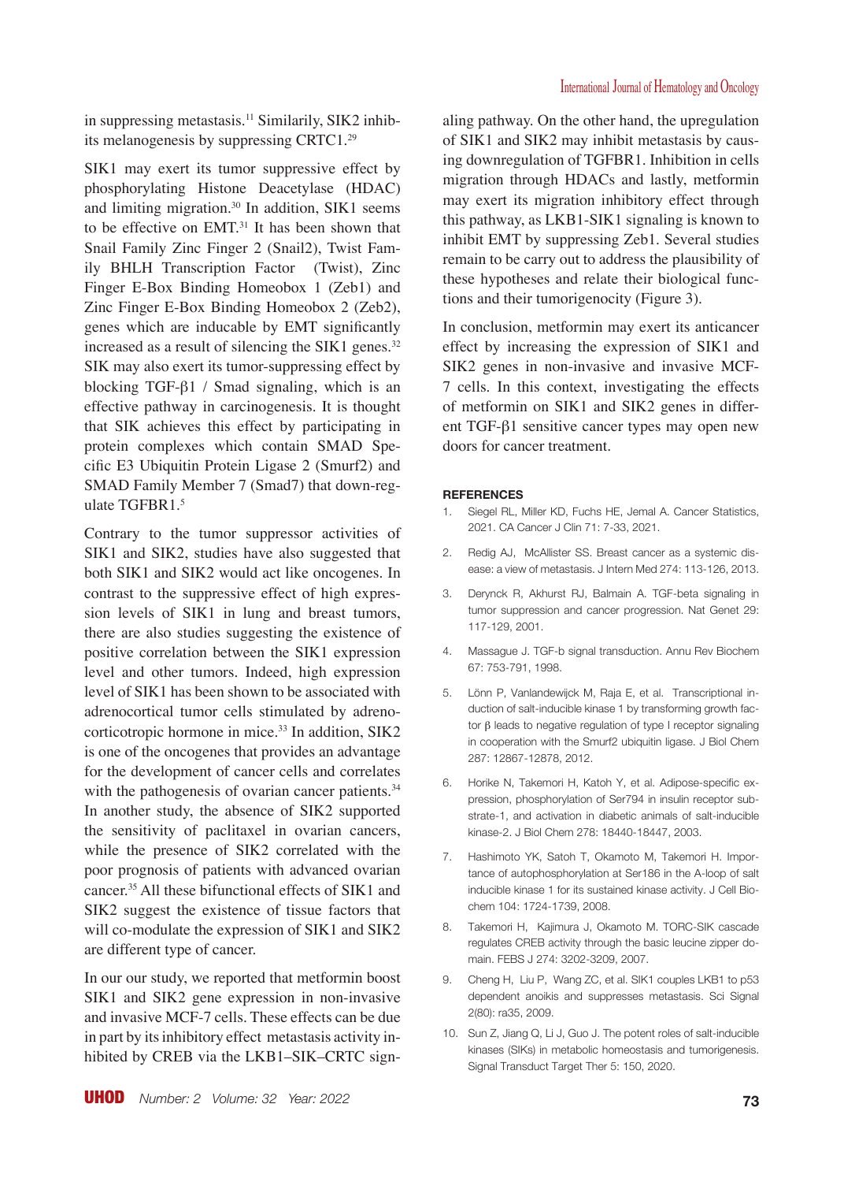in suppressing metastasis.[11] Similarily, SIK2 inhibits melanogenesis by suppressing CRTC1.[29]

SIK1 may exert its tumor suppressive effect by phosphorylating Histone Deacetylase (HDAC) and limiting migration.[30] In addition, SIK1 seems to be effective on EMT.[31] It has been shown that Snail Family Zinc Finger 2 (Snail2), Twist Family BHLH Transcription Factor (Twist), Zinc Finger E-Box Binding Homeobox 1 (Zeb1) and Zinc Finger E-Box Binding Homeobox 2 (Zeb2), genes which are inducable by EMT significantly increased as a result of silencing the SIK1 genes.[32] SIK may also exert its tumor-suppressing effect by blocking TGF-β1 / Smad signaling, which is an effective pathway in carcinogenesis. It is thought that SIK achieves this effect by participating in protein complexes which contain SMAD Specific E3 Ubiquitin Protein Ligase 2 (Smurf2) and SMAD Family Member 7 (Smad7) that down-regulate TGFBR1.[5]

Contrary to the tumor suppressor activities of SIK1 and SIK2, studies have also suggested that both SIK1 and SIK2 would act like oncogenes. In contrast to the suppressive effect of high expression levels of SIK1 in lung and breast tumors, there are also studies suggesting the existence of positive correlation between the SIK1 expression level and other tumors. Indeed, high expression level of SIK1 has been shown to be associated with adrenocortical tumor cells stimulated by adrenocorticotropic hormone in mice.[33] In addition, SIK2 is one of the oncogenes that provides an advantage for the development of cancer cells and correlates with the pathogenesis of ovarian cancer patients.[34] In another study, the absence of SIK2 supported the sensitivity of paclitaxel in ovarian cancers, while the presence of SIK2 correlated with the poor prognosis of patients with advanced ovarian cancer.[35] All these bifunctional effects of SIK1 and SIK2 suggest the existence of tissue factors that will co-modulate the expression of SIK1 and SIK2 are different type of cancer.

In our our study, we reported that metformin boost SIK1 and SIK2 gene expression in non-invasive and invasive MCF-7 cells. These effects can be due in part by its inhibitory effect metastasis activity inhibited by CREB via the LKB1–SIK–CRTC signaling pathway. On the other hand, the upregulation of SIK1 and SIK2 may inhibit metastasis by causing downregulation of TGFBR1. Inhibition in cells migration through HDACs and lastly, metformin may exert its migration inhibitory effect through this pathway, as LKB1-SIK1 signaling is known to inhibit EMT by suppressing Zeb1. Several studies remain to be carry out to address the plausibility of these hypotheses and relate their biological functions and their tumorigenocity (Figure 3).

In conclusion, metformin may exert its anticancer effect by increasing the expression of SIK1 and SIK2 genes in non-invasive and invasive MCF-7 cells. In this context, investigating the effects of metformin on SIK1 and SIK2 genes in different TGF-β1 sensitive cancer types may open new doors for cancer treatment.

## REFERENCES

1. Siegel RL, Miller KD, Fuchs HE, Jemal A. Cancer Statistics, 2021. CA Cancer J Clin 71: 7-33, 2021.
2. Redig AJ, McAllister SS. Breast cancer as a systemic disease: a view of metastasis. J Intern Med 274: 113-126, 2013.
3. Derynck R, Akhurst RJ, Balmain A. TGF-beta signaling in tumor suppression and cancer progression. Nat Genet 29: 117-129, 2001.
4. Massague J. TGF-b signal transduction. Annu Rev Biochem 67: 753-791, 1998.
5. Lönn P, Vanlandewijck M, Raja E, et al. Transcriptional induction of salt-inducible kinase 1 by transforming growth factor β leads to negative regulation of type I receptor signaling in cooperation with the Smurf2 ubiquitin ligase. J Biol Chem 287: 12867-12878, 2012.
6. Horike N, Takemori H, Katoh Y, et al. Adipose-specific expression, phosphorylation of Ser794 in insulin receptor substrate-1, and activation in diabetic animals of salt-inducible kinase-2. J Biol Chem 278: 18440-18447, 2003.
7. Hashimoto YK, Satoh T, Okamoto M, Takemori H. Importance of autophosphorylation at Ser186 in the A-loop of salt inducible kinase 1 for its sustained kinase activity. J Cell Biochem 104: 1724-1739, 2008.
8. Takemori H, Kajimura J, Okamoto M. TORC-SIK cascade regulates CREB activity through the basic leucine zipper domain. FEBS J 274: 3202-3209, 2007.
9. Cheng H, Liu P, Wang ZC, et al. SIK1 couples LKB1 to p53 dependent anoikis and suppresses metastasis. Sci Signal 2(80): ra35, 2009.
10. Sun Z, Jiang Q, Li J, Guo J. The potent roles of salt-inducible kinases (SIKs) in metabolic homeostasis and tumorigenesis. Signal Transduct Target Ther 5: 150, 2020.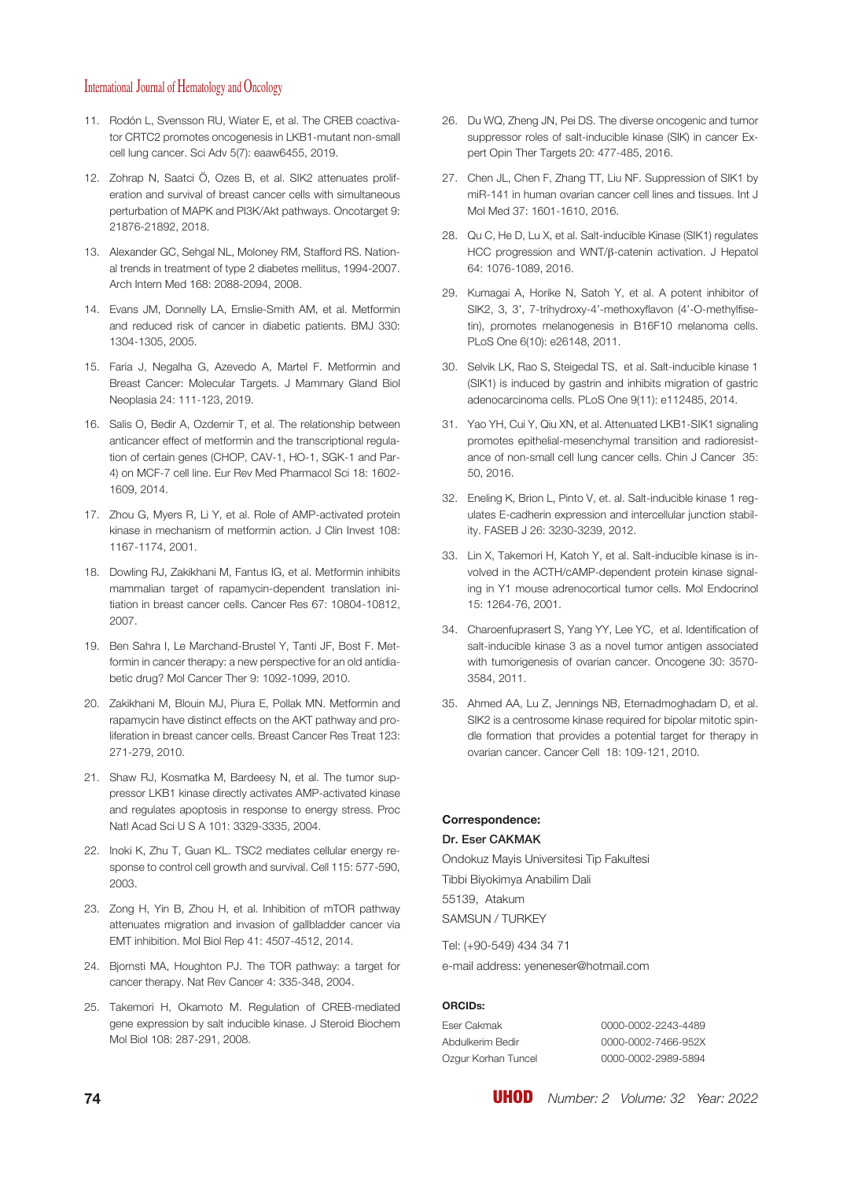11. Rodón L, Svensson RU, Wiater E, et al. The CREB coactivator CRTC2 promotes oncogenesis in LKB1-mutant non-small cell lung cancer. Sci Adv 5(7): eaaw6455, 2019.
12. Zohrap N, Saatci Ö, Ozes B, et al. SIK2 attenuates proliferation and survival of breast cancer cells with simultaneous perturbation of MAPK and PI3K/Akt pathways. Oncotarget 9: 21876-21892, 2018.
13. Alexander GC, Sehgal NL, Moloney RM, Stafford RS. National trends in treatment of type 2 diabetes mellitus, 1994-2007. Arch Intern Med 168: 2088-2094, 2008.
14. Evans JM, Donnelly LA, Emslie-Smith AM, et al. Metformin and reduced risk of cancer in diabetic patients. BMJ 330: 1304-1305, 2005.
15. Faria J, Negalha G, Azevedo A, Martel F. Metformin and Breast Cancer: Molecular Targets. J Mammary Gland Biol Neoplasia 24: 111-123, 2019.
16. Salis O, Bedir A, Ozdemir T, et al. The relationship between anticancer effect of metformin and the transcriptional regulation of certain genes (CHOP, CAV-1, HO-1, SGK-1 and Par-4) on MCF-7 cell line. Eur Rev Med Pharmacol Sci 18: 1602-1609, 2014.
17. Zhou G, Myers R, Li Y, et al. Role of AMP-activated protein kinase in mechanism of metformin action. J Clin Invest 108: 1167-1174, 2001.
18. Dowling RJ, Zakikhani M, Fantus IG, et al. Metformin inhibits mammalian target of rapamycin-dependent translation initiation in breast cancer cells. Cancer Res 67: 10804-10812, 2007.
19. Ben Sahra I, Le Marchand-Brustel Y, Tanti JF, Bost F. Metformin in cancer therapy: a new perspective for an old antidiabetic drug? Mol Cancer Ther 9: 1092-1099, 2010.
20. Zakikhani M, Blouin MJ, Piura E, Pollak MN. Metformin and rapamycin have distinct effects on the AKT pathway and proliferation in breast cancer cells. Breast Cancer Res Treat 123: 271-279, 2010.
21. Shaw RJ, Kosmatka M, Bardeesy N, et al. The tumor suppressor LKB1 kinase directly activates AMP-activated kinase and regulates apoptosis in response to energy stress. Proc Natl Acad Sci U S A 101: 3329-3335, 2004.
22. Inoki K, Zhu T, Guan KL. TSC2 mediates cellular energy response to control cell growth and survival. Cell 115: 577-590, 2003.
23. Zong H, Yin B, Zhou H, et al. Inhibition of mTOR pathway attenuates migration and invasion of gallbladder cancer via EMT inhibition. Mol Biol Rep 41: 4507-4512, 2014.
24. Bjornsti MA, Houghton PJ. The TOR pathway: a target for cancer therapy. Nat Rev Cancer 4: 335-348, 2004.
25. Takemori H, Okamoto M. Regulation of CREB-mediated gene expression by salt inducible kinase. J Steroid Biochem Mol Biol 108: 287-291, 2008.
26. Du WQ, Zheng JN, Pei DS. The diverse oncogenic and tumor suppressor roles of salt-inducible kinase (SIK) in cancer Expert Opin Ther Targets 20: 477-485, 2016.
27. Chen JL, Chen F, Zhang TT, Liu NF. Suppression of SIK1 by miR-141 in human ovarian cancer cell lines and tissues. Int J Mol Med 37: 1601-1610, 2016.
28. Qu C, He D, Lu X, et al. Salt-inducible Kinase (SIK1) regulates HCC progression and WNT/β-catenin activation. J Hepatol 64: 1076-1089, 2016.
29. Kumagai A, Horike N, Satoh Y, et al. A potent inhibitor of SIK2, 3, 3', 7-trihydroxy-4'-methoxyflavon (4'-O-methylfisetin), promotes melanogenesis in B16F10 melanoma cells. PLoS One 6(10): e26148, 2011.
30. Selvik LK, Rao S, Steigedal TS, et al. Salt-inducible kinase 1 (SIK1) is induced by gastrin and inhibits migration of gastric adenocarcinoma cells. PLoS One 9(11): e112485, 2014.
31. Yao YH, Cui Y, Qiu XN, et al. Attenuated LKB1-SIK1 signaling promotes epithelial-mesenchymal transition and radioresistance of non-small cell lung cancer cells. Chin J Cancer 35: 50, 2016.
32. Eneling K, Brion L, Pinto V, et. al. Salt-inducible kinase 1 regulates E-cadherin expression and intercellular junction stability. FASEB J 26: 3230-3239, 2012.
33. Lin X, Takemori H, Katoh Y, et al. Salt-inducible kinase is involved in the ACTH/cAMP-dependent protein kinase signaling in Y1 mouse adrenocortical tumor cells. Mol Endocrinol 15: 1264-76, 2001.
34. Charoenfuprasert S, Yang YY, Lee YC, et al. Identification of salt-inducible kinase 3 as a novel tumor antigen associated with tumorigenesis of ovarian cancer. Oncogene 30: 3570-3584, 2011.
35. Ahmed AA, Lu Z, Jennings NB, Etemadmoghadam D, et al. SIK2 is a centrosome kinase required for bipolar mitotic spindle formation that provides a potential target for therapy in ovarian cancer. Cancer Cell 18: 109-121, 2010.

**Correspondence:**

**Dr. Eser CAKMAK**

Ondokuz Mayis Universitesi Tip Fakultesi
Tibbi Biyokimya Anabilim Dali
55139, Atakum
SAMSUN / TURKEY

Tel: (+90-549) 434 34 71
e-mail address: yeneneser@hotmail.com

**ORCIDs:**

| | |
|---|---|
| Eser Cakmak | 0000-0002-2243-4489 |
| Abdulkerim Bedir | 0000-0002-7466-952X |
| Ozgur Korhan Tuncel | 0000-0002-2989-5894 |